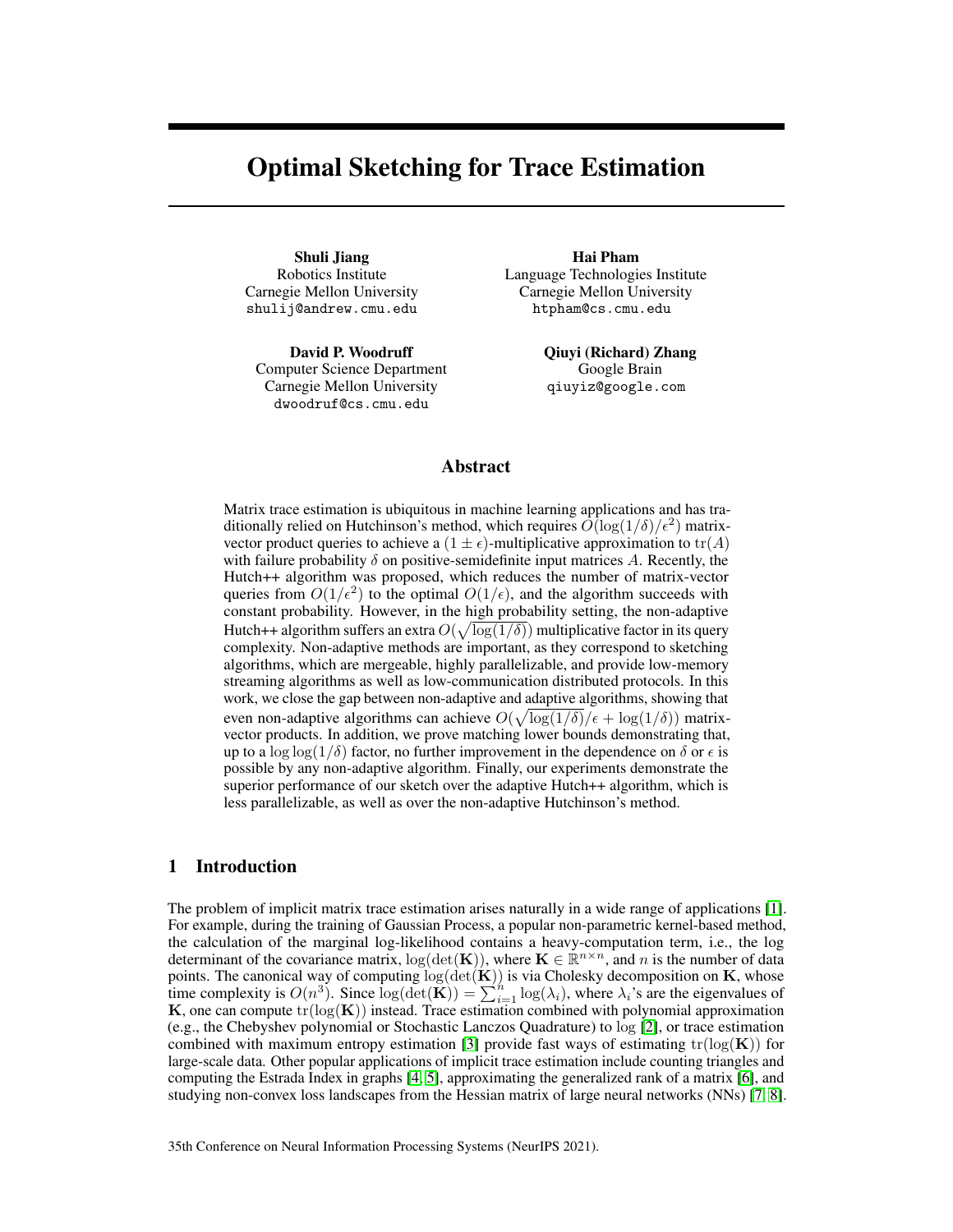# Optimal Sketching for Trace Estimation

**Shuli Jiang**
Robotics Institute
Carnegie Mellon University
shulij@andrew.cmu.edu

**Hai Pham**
Language Technologies Institute
Carnegie Mellon University
htpham@cs.cmu.edu

**David P. Woodruff**
Computer Science Department
Carnegie Mellon University
dwoodruf@cs.cmu.edu

**Qiuyi (Richard) Zhang**
Google Brain
qiuyiz@google.com

## Abstract

Matrix trace estimation is ubiquitous in machine learning applications and has traditionally relied on Hutchinson's method, which requires $O(\log(1/\delta)/\epsilon^2)$ matrix-vector product queries to achieve a $(1 \pm \epsilon)$-multiplicative approximation to $\operatorname{tr}(A)$ with failure probability $\delta$ on positive-semidefinite input matrices $A$. Recently, the Hutch++ algorithm was proposed, which reduces the number of matrix-vector queries from $O(1/\epsilon^2)$ to the optimal $O(1/\epsilon)$, and the algorithm succeeds with constant probability. However, in the high probability setting, the non-adaptive Hutch++ algorithm suffers an extra $O(\sqrt{\log(1/\delta)})$ multiplicative factor in its query complexity. Non-adaptive methods are important, as they correspond to sketching algorithms, which are mergeable, highly parallelizable, and provide low-memory streaming algorithms as well as low-communication distributed protocols. In this work, we close the gap between non-adaptive and adaptive algorithms, showing that even non-adaptive algorithms can achieve $O(\sqrt{\log(1/\delta)}/\epsilon + \log(1/\delta))$ matrix-vector products. In addition, we prove matching lower bounds demonstrating that, up to a $\log\log(1/\delta)$ factor, no further improvement in the dependence on $\delta$ or $\epsilon$ is possible by any non-adaptive algorithm. Finally, our experiments demonstrate the superior performance of our sketch over the adaptive Hutch++ algorithm, which is less parallelizable, as well as over the non-adaptive Hutchinson's method.

## 1 Introduction

The problem of implicit matrix trace estimation arises naturally in a wide range of applications [1]. For example, during the training of Gaussian Process, a popular non-parametric kernel-based method, the calculation of the marginal log-likelihood contains a heavy-computation term, i.e., the log determinant of the covariance matrix, $\log(\det(\mathbf{K}))$, where $\mathbf{K} \in \mathbb{R}^{n \times n}$, and $n$ is the number of data points. The canonical way of computing $\log(\det(\mathbf{K}))$ is via Cholesky decomposition on $\mathbf{K}$, whose time complexity is $O(n^3)$. Since $\log(\det(\mathbf{K})) = \sum_{i=1}^{n} \log(\lambda_i)$, where $\lambda_i$'s are the eigenvalues of $\mathbf{K}$, one can compute $\operatorname{tr}(\log(\mathbf{K}))$ instead. Trace estimation combined with polynomial approximation (e.g., the Chebyshev polynomial or Stochastic Lanczos Quadrature) to $\log$ [2], or trace estimation combined with maximum entropy estimation [3] provide fast ways of estimating $\operatorname{tr}(\log(\mathbf{K}))$ for large-scale data. Other popular applications of implicit trace estimation include counting triangles and computing the Estrada Index in graphs [4, 5], approximating the generalized rank of a matrix [6], and studying non-convex loss landscapes from the Hessian matrix of large neural networks (NNs) [7, 8].

35th Conference on Neural Information Processing Systems (NeurIPS 2021).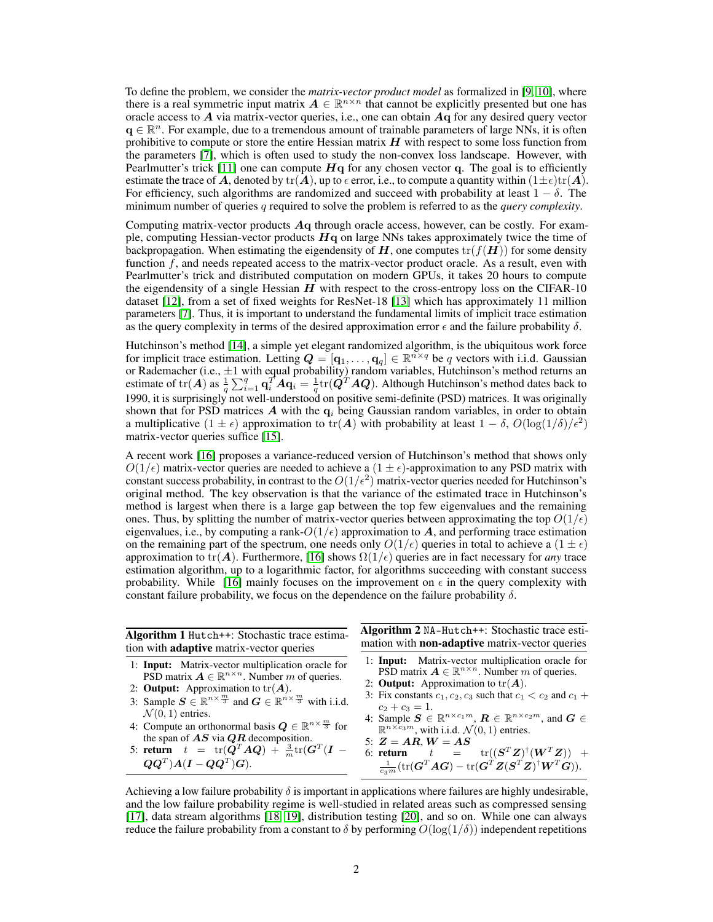To define the problem, we consider the *matrix-vector product model* as formalized in [9, 10], where there is a real symmetric input matrix $\boldsymbol{A} \in \mathbb{R}^{n \times n}$ that cannot be explicitly presented but one has oracle access to $\boldsymbol{A}$ via matrix-vector queries, i.e., one can obtain $\boldsymbol{A}\mathbf{q}$ for any desired query vector $\mathbf{q} \in \mathbb{R}^n$. For example, due to a tremendous amount of trainable parameters of large NNs, it is often prohibitive to compute or store the entire Hessian matrix $\boldsymbol{H}$ with respect to some loss function from the parameters [7], which is often used to study the non-convex loss landscape. However, with Pearlmutter's trick [11] one can compute $\boldsymbol{H}\mathbf{q}$ for any chosen vector $\mathbf{q}$. The goal is to efficiently estimate the trace of $\boldsymbol{A}$, denoted by $\operatorname{tr}(\boldsymbol{A})$, up to $\epsilon$ error, i.e., to compute a quantity within $(1 \pm \epsilon)\operatorname{tr}(\boldsymbol{A})$. For efficiency, such algorithms are randomized and succeed with probability at least $1 - \delta$. The minimum number of queries $q$ required to solve the problem is referred to as the *query complexity*.

Computing matrix-vector products $\boldsymbol{A}\mathbf{q}$ through oracle access, however, can be costly. For example, computing Hessian-vector products $\boldsymbol{H}\mathbf{q}$ on large NNs takes approximately twice the time of backpropagation. When estimating the eigendensity of $\boldsymbol{H}$, one computes $\operatorname{tr}(f(\boldsymbol{H}))$ for some density function $f$, and needs repeated access to the matrix-vector product oracle. As a result, even with Pearlmutter's trick and distributed computation on modern GPUs, it takes 20 hours to compute the eigendensity of a single Hessian $\boldsymbol{H}$ with respect to the cross-entropy loss on the CIFAR-10 dataset [12], from a set of fixed weights for ResNet-18 [13] which has approximately 11 million parameters [7]. Thus, it is important to understand the fundamental limits of implicit trace estimation as the query complexity in terms of the desired approximation error $\epsilon$ and the failure probability $\delta$.

Hutchinson's method [14], a simple yet elegant randomized algorithm, is the ubiquitous work force for implicit trace estimation. Letting $\boldsymbol{Q} = [\mathbf{q}_1, \ldots, \mathbf{q}_q] \in \mathbb{R}^{n \times q}$ be $q$ vectors with i.i.d. Gaussian or Rademacher (i.e., $\pm 1$ with equal probability) random variables, Hutchinson's method returns an estimate of $\operatorname{tr}(\boldsymbol{A})$ as $\frac{1}{q}\sum_{i=1}^{q} \mathbf{q}_i^T \boldsymbol{A}\mathbf{q}_i = \frac{1}{q}\operatorname{tr}(\boldsymbol{Q}^T\boldsymbol{A}\boldsymbol{Q})$. Although Hutchinson's method dates back to 1990, it is surprisingly not well-understood on positive semi-definite (PSD) matrices. It was originally shown that for PSD matrices $\boldsymbol{A}$ with the $\mathbf{q}_i$ being Gaussian random variables, in order to obtain a multiplicative $(1 \pm \epsilon)$ approximation to $\operatorname{tr}(\boldsymbol{A})$ with probability at least $1 - \delta$, $O(\log(1/\delta)/\epsilon^2)$ matrix-vector queries suffice [15].

A recent work [16] proposes a variance-reduced version of Hutchinson's method that shows only $O(1/\epsilon)$ matrix-vector queries are needed to achieve a $(1 \pm \epsilon)$-approximation to any PSD matrix with constant success probability, in contrast to the $O(1/\epsilon^2)$ matrix-vector queries needed for Hutchinson's original method. The key observation is that the variance of the estimated trace in Hutchinson's method is largest when there is a large gap between the top few eigenvalues and the remaining ones. Thus, by splitting the number of matrix-vector queries between approximating the top $O(1/\epsilon)$ eigenvalues, i.e., by computing a rank-$O(1/\epsilon)$ approximation to $\boldsymbol{A}$, and performing trace estimation on the remaining part of the spectrum, one needs only $O(1/\epsilon)$ queries in total to achieve a $(1 \pm \epsilon)$ approximation to $\operatorname{tr}(\boldsymbol{A})$. Furthermore, [16] shows $\Omega(1/\epsilon)$ queries are in fact necessary for *any* trace estimation algorithm, up to a logarithmic factor, for algorithms succeeding with constant success probability. While [16] mainly focuses on the improvement on $\epsilon$ in the query complexity with constant failure probability, we focus on the dependence on the failure probability $\delta$.

**Algorithm 1** `Hutch++`: Stochastic trace estimation with **adaptive** matrix-vector queries

1: **Input:** Matrix-vector multiplication oracle for PSD matrix $\boldsymbol{A} \in \mathbb{R}^{n \times n}$. Number $m$ of queries.
2: **Output:** Approximation to $\operatorname{tr}(\boldsymbol{A})$.
3: Sample $\boldsymbol{S} \in \mathbb{R}^{n \times \frac{m}{3}}$ and $\boldsymbol{G} \in \mathbb{R}^{n \times \frac{m}{3}}$ with i.i.d. $\mathcal{N}(0, 1)$ entries.
4: Compute an orthonormal basis $\boldsymbol{Q} \in \mathbb{R}^{n \times \frac{m}{3}}$ for the span of $\boldsymbol{A}\boldsymbol{S}$ via $\boldsymbol{Q}\boldsymbol{R}$ decomposition.
5: **return** $t = \operatorname{tr}(\boldsymbol{Q}^T\boldsymbol{A}\boldsymbol{Q}) + \frac{3}{m}\operatorname{tr}(\boldsymbol{G}^T(\boldsymbol{I} - \boldsymbol{Q}\boldsymbol{Q}^T)\boldsymbol{A}(\boldsymbol{I} - \boldsymbol{Q}\boldsymbol{Q}^T)\boldsymbol{G})$.

**Algorithm 2** `NA-Hutch++`: Stochastic trace estimation with **non-adaptive** matrix-vector queries

1: **Input:** Matrix-vector multiplication oracle for PSD matrix $\boldsymbol{A} \in \mathbb{R}^{n \times n}$. Number $m$ of queries.
2: **Output:** Approximation to $\operatorname{tr}(\boldsymbol{A})$.
3: Fix constants $c_1, c_2, c_3$ such that $c_1 < c_2$ and $c_1 + c_2 + c_3 = 1$.
4: Sample $\boldsymbol{S} \in \mathbb{R}^{n \times c_1 m}$, $\boldsymbol{R} \in \mathbb{R}^{n \times c_2 m}$, and $\boldsymbol{G} \in \mathbb{R}^{n \times c_3 m}$, with i.i.d. $\mathcal{N}(0, 1)$ entries.
5: $\boldsymbol{Z} = \boldsymbol{A}\boldsymbol{R}, \boldsymbol{W} = \boldsymbol{A}\boldsymbol{S}$
6: **return** $t = \operatorname{tr}((\boldsymbol{S}^T\boldsymbol{Z})^\dagger(\boldsymbol{W}^T\boldsymbol{Z})) + \frac{1}{c_3 m}(\operatorname{tr}(\boldsymbol{G}^T\boldsymbol{A}\boldsymbol{G}) - \operatorname{tr}(\boldsymbol{G}^T\boldsymbol{Z}(\boldsymbol{S}^T\boldsymbol{Z})^\dagger\boldsymbol{W}^T\boldsymbol{G}))$.

Achieving a low failure probability $\delta$ is important in applications where failures are highly undesirable, and the low failure probability regime is well-studied in related areas such as compressed sensing [17], data stream algorithms [18, 19], distribution testing [20], and so on. While one can always reduce the failure probability from a constant to $\delta$ by performing $O(\log(1/\delta))$ independent repetitions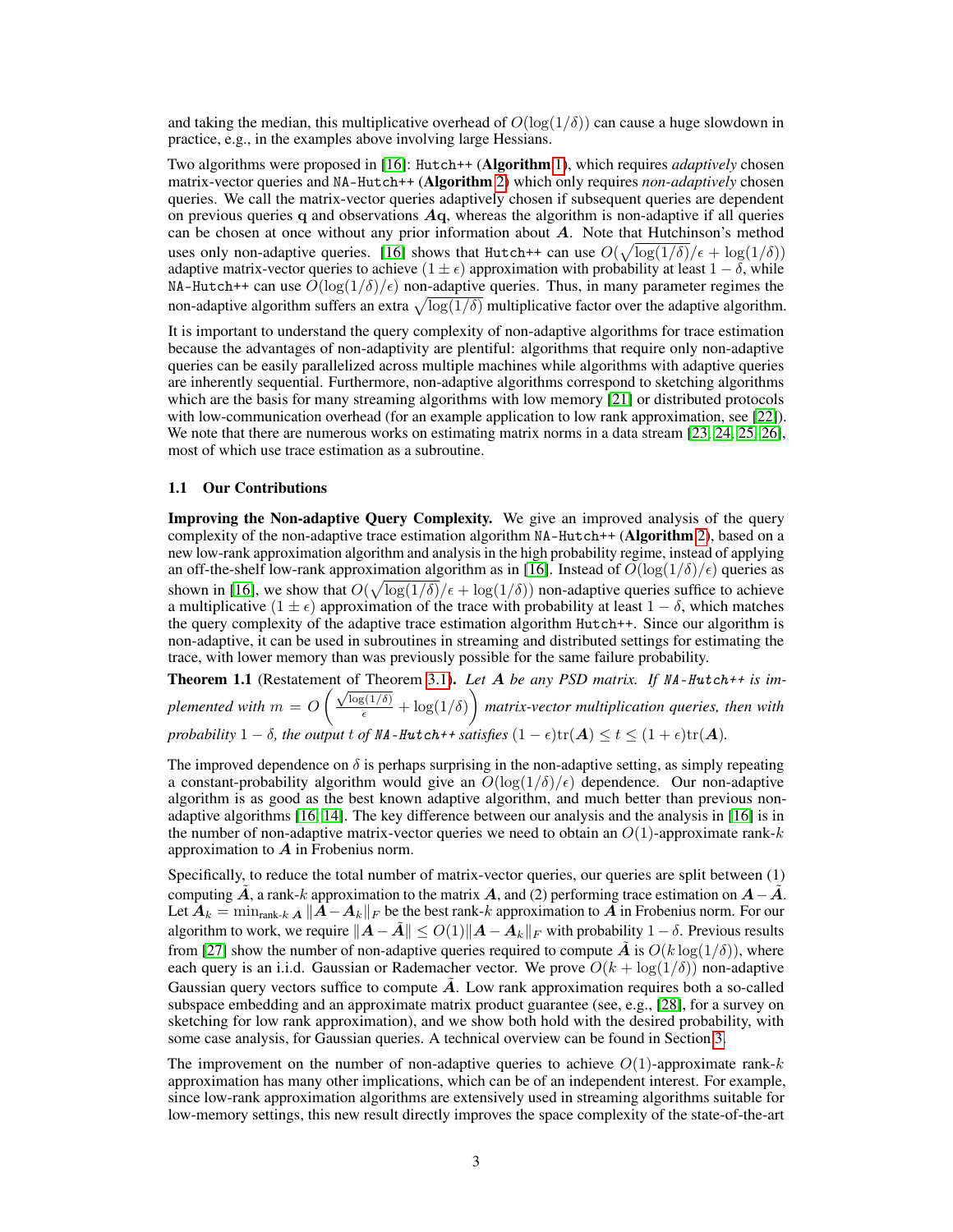and taking the median, this multiplicative overhead of $O(\log(1/\delta))$ can cause a huge slowdown in practice, e.g., in the examples above involving large Hessians.

Two algorithms were proposed in [16]: Hutch++ (**Algorithm 1**), which requires *adaptively* chosen matrix-vector queries and NA-Hutch++ (**Algorithm 2**) which only requires *non-adaptively* chosen queries. We call the matrix-vector queries adaptively chosen if subsequent queries are dependent on previous queries $\mathbf{q}$ and observations $\boldsymbol{A}\mathbf{q}$, whereas the algorithm is non-adaptive if all queries can be chosen at once without any prior information about $\boldsymbol{A}$. Note that Hutchinson's method uses only non-adaptive queries. [16] shows that Hutch++ can use $O(\sqrt{\log(1/\delta)}/\epsilon + \log(1/\delta))$ adaptive matrix-vector queries to achieve $(1 \pm \epsilon)$ approximation with probability at least $1 - \delta$, while NA-Hutch++ can use $O(\log(1/\delta)/\epsilon)$ non-adaptive queries. Thus, in many parameter regimes the non-adaptive algorithm suffers an extra $\sqrt{\log(1/\delta)}$ multiplicative factor over the adaptive algorithm.

It is important to understand the query complexity of non-adaptive algorithms for trace estimation because the advantages of non-adaptivity are plentiful: algorithms that require only non-adaptive queries can be easily parallelized across multiple machines while algorithms with adaptive queries are inherently sequential. Furthermore, non-adaptive algorithms correspond to sketching algorithms which are the basis for many streaming algorithms with low memory [21] or distributed protocols with low-communication overhead (for an example application to low rank approximation, see [22]). We note that there are numerous works on estimating matrix norms in a data stream [23, 24, 25, 26], most of which use trace estimation as a subroutine.

### 1.1 Our Contributions

**Improving the Non-adaptive Query Complexity.** We give an improved analysis of the query complexity of the non-adaptive trace estimation algorithm NA-Hutch++ (**Algorithm 2**), based on a new low-rank approximation algorithm and analysis in the high probability regime, instead of applying an off-the-shelf low-rank approximation algorithm as in [16]. Instead of $O(\log(1/\delta)/\epsilon)$ queries as shown in [16], we show that $O(\sqrt{\log(1/\delta)}/\epsilon + \log(1/\delta))$ non-adaptive queries suffice to achieve a multiplicative $(1 \pm \epsilon)$ approximation of the trace with probability at least $1 - \delta$, which matches the query complexity of the adaptive trace estimation algorithm Hutch++. Since our algorithm is non-adaptive, it can be used in subroutines in streaming and distributed settings for estimating the trace, with lower memory than was previously possible for the same failure probability.

**Theorem 1.1** (Restatement of Theorem 3.1). *Let $\boldsymbol{A}$ be any PSD matrix. If NA-Hutch++ is implemented with $m = O\left(\frac{\sqrt{\log(1/\delta)}}{\epsilon} + \log(1/\delta)\right)$ matrix-vector multiplication queries, then with probability $1 - \delta$, the output $t$ of NA-Hutch++ satisfies $(1 - \epsilon)\mathrm{tr}(\boldsymbol{A}) \le t \le (1 + \epsilon)\mathrm{tr}(\boldsymbol{A})$.*

The improved dependence on $\delta$ is perhaps surprising in the non-adaptive setting, as simply repeating a constant-probability algorithm would give an $O(\log(1/\delta)/\epsilon)$ dependence. Our non-adaptive algorithm is as good as the best known adaptive algorithm, and much better than previous non-adaptive algorithms [16, 14]. The key difference between our analysis and the analysis in [16] is in the number of non-adaptive matrix-vector queries we need to obtain an $O(1)$-approximate rank-$k$ approximation to $\boldsymbol{A}$ in Frobenius norm.

Specifically, to reduce the total number of matrix-vector queries, our queries are split between (1) computing $\tilde{\boldsymbol{A}}$, a rank-$k$ approximation to the matrix $\boldsymbol{A}$, and (2) performing trace estimation on $\boldsymbol{A} - \tilde{\boldsymbol{A}}$. Let $\boldsymbol{A}_k = \min_{\text{rank-}k\ \boldsymbol{A}} \|\boldsymbol{A} - \boldsymbol{A}_k\|_F$ be the best rank-$k$ approximation to $\boldsymbol{A}$ in Frobenius norm. For our algorithm to work, we require $\|\boldsymbol{A} - \tilde{\boldsymbol{A}}\| \le O(1)\|\boldsymbol{A} - \boldsymbol{A}_k\|_F$ with probability $1 - \delta$. Previous results from [27] show the number of non-adaptive queries required to compute $\tilde{\boldsymbol{A}}$ is $O(k \log(1/\delta))$, where each query is an i.i.d. Gaussian or Rademacher vector. We prove $O(k + \log(1/\delta))$ non-adaptive Gaussian query vectors suffice to compute $\tilde{\boldsymbol{A}}$. Low rank approximation requires both a so-called subspace embedding and an approximate matrix product guarantee (see, e.g., [28], for a survey on sketching for low rank approximation), and we show both hold with the desired probability, with some case analysis, for Gaussian queries. A technical overview can be found in Section 3.

The improvement on the number of non-adaptive queries to achieve $O(1)$-approximate rank-$k$ approximation has many other implications, which can be of an independent interest. For example, since low-rank approximation algorithms are extensively used in streaming algorithms suitable for low-memory settings, this new result directly improves the space complexity of the state-of-the-art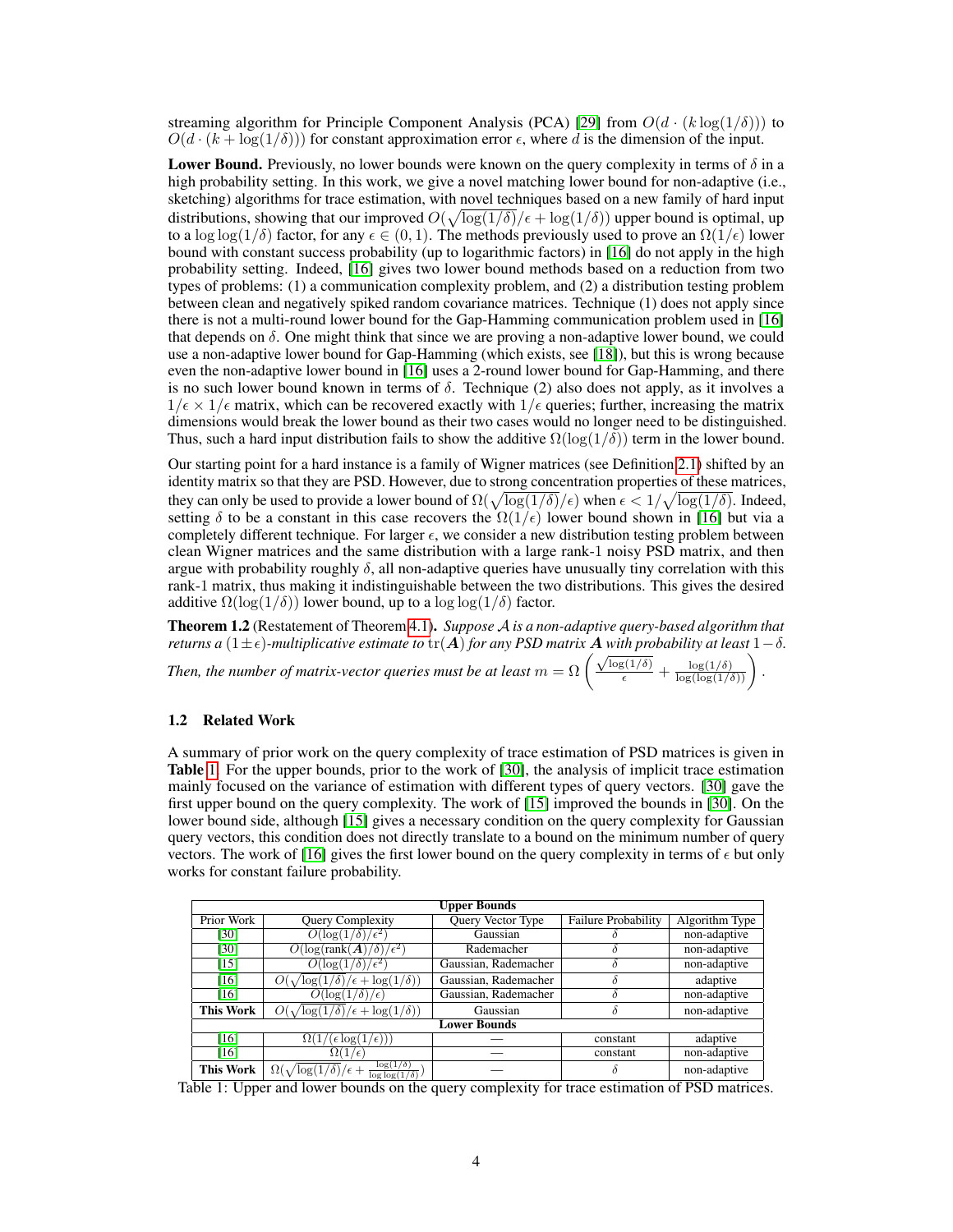streaming algorithm for Principle Component Analysis (PCA) [29] from $O(d \cdot (k \log(1/\delta)))$ to $O(d \cdot (k + \log(1/\delta)))$ for constant approximation error $\epsilon$, where $d$ is the dimension of the input.

**Lower Bound.** Previously, no lower bounds were known on the query complexity in terms of $\delta$ in a high probability setting. In this work, we give a novel matching lower bound for non-adaptive (i.e., sketching) algorithms for trace estimation, with novel techniques based on a new family of hard input distributions, showing that our improved $O(\sqrt{\log(1/\delta)}/\epsilon + \log(1/\delta))$ upper bound is optimal, up to a $\log\log(1/\delta)$ factor, for any $\epsilon \in (0, 1)$. The methods previously used to prove an $\Omega(1/\epsilon)$ lower bound with constant success probability (up to logarithmic factors) in [16] do not apply in the high probability setting. Indeed, [16] gives two lower bound methods based on a reduction from two types of problems: (1) a communication complexity problem, and (2) a distribution testing problem between clean and negatively spiked random covariance matrices. Technique (1) does not apply since there is not a multi-round lower bound for the Gap-Hamming communication problem used in [16] that depends on $\delta$. One might think that since we are proving a non-adaptive lower bound, we could use a non-adaptive lower bound for Gap-Hamming (which exists, see [18]), but this is wrong because even the non-adaptive lower bound in [16] uses a 2-round lower bound for Gap-Hamming, and there is no such lower bound known in terms of $\delta$. Technique (2) also does not apply, as it involves a $1/\epsilon \times 1/\epsilon$ matrix, which can be recovered exactly with $1/\epsilon$ queries; further, increasing the matrix dimensions would break the lower bound as their two cases would no longer need to be distinguished. Thus, such a hard input distribution fails to show the additive $\Omega(\log(1/\delta))$ term in the lower bound.

Our starting point for a hard instance is a family of Wigner matrices (see Definition 2.1) shifted by an identity matrix so that they are PSD. However, due to strong concentration properties of these matrices, they can only be used to provide a lower bound of $\Omega(\sqrt{\log(1/\delta)}/\epsilon)$ when $\epsilon < 1/\sqrt{\log(1/\delta)}$. Indeed, setting $\delta$ to be a constant in this case recovers the $\Omega(1/\epsilon)$ lower bound shown in [16] but via a completely different technique. For larger $\epsilon$, we consider a new distribution testing problem between clean Wigner matrices and the same distribution with a large rank-1 noisy PSD matrix, and then argue with probability roughly $\delta$, all non-adaptive queries have unusually tiny correlation with this rank-1 matrix, thus making it indistinguishable between the two distributions. This gives the desired additive $\Omega(\log(1/\delta))$ lower bound, up to a $\log\log(1/\delta)$ factor.

**Theorem 1.2** (Restatement of Theorem 4.1). *Suppose $\mathcal{A}$ is a non-adaptive query-based algorithm that returns a $(1 \pm \epsilon)$-multiplicative estimate to $\text{tr}(\boldsymbol{A})$ for any PSD matrix $\boldsymbol{A}$ with probability at least $1-\delta$. Then, the number of matrix-vector queries must be at least* $m = \Omega\left(\frac{\sqrt{\log(1/\delta)}}{\epsilon} + \frac{\log(1/\delta)}{\log(\log(1/\delta))}\right)$.

## 1.2 Related Work

A summary of prior work on the query complexity of trace estimation of PSD matrices is given in **Table 1**. For the upper bounds, prior to the work of [30], the analysis of implicit trace estimation mainly focused on the variance of estimation with different types of query vectors. [30] gave the first upper bound on the query complexity. The work of [15] improved the bounds in [30]. On the lower bound side, although [15] gives a necessary condition on the query complexity for Gaussian query vectors, this condition does not directly translate to a bound on the minimum number of query vectors. The work of [16] gives the first lower bound on the query complexity in terms of $\epsilon$ but only works for constant failure probability.

| **Upper Bounds** | | | | |
|---|---|---|---|---|
| Prior Work | Query Complexity | Query Vector Type | Failure Probability | Algorithm Type |
| [30] | $O(\log(1/\delta)/\epsilon^2)$ | Gaussian | $\delta$ | non-adaptive |
| [30] | $O(\log(\text{rank}(\boldsymbol{A})/\delta)/\epsilon^2)$ | Rademacher | $\delta$ | non-adaptive |
| [15] | $O(\log(1/\delta)/\epsilon^2)$ | Gaussian, Rademacher | $\delta$ | non-adaptive |
| [16] | $O(\sqrt{\log(1/\delta)}/\epsilon + \log(1/\delta))$ | Gaussian, Rademacher | $\delta$ | adaptive |
| [16] | $O(\log(1/\delta)/\epsilon)$ | Gaussian, Rademacher | $\delta$ | non-adaptive |
| **This Work** | $O(\sqrt{\log(1/\delta)}/\epsilon + \log(1/\delta))$ | Gaussian | $\delta$ | non-adaptive |
| **Lower Bounds** | | | | |
| [16] | $\Omega(1/(\epsilon\log(1/\epsilon)))$ | — | constant | adaptive |
| [16] | $\Omega(1/\epsilon)$ | — | constant | non-adaptive |
| **This Work** | $\Omega(\sqrt{\log(1/\delta)}/\epsilon + \frac{\log(1/\delta)}{\log\log(1/\delta)})$ | — | $\delta$ | non-adaptive |

Table 1: Upper and lower bounds on the query complexity for trace estimation of PSD matrices.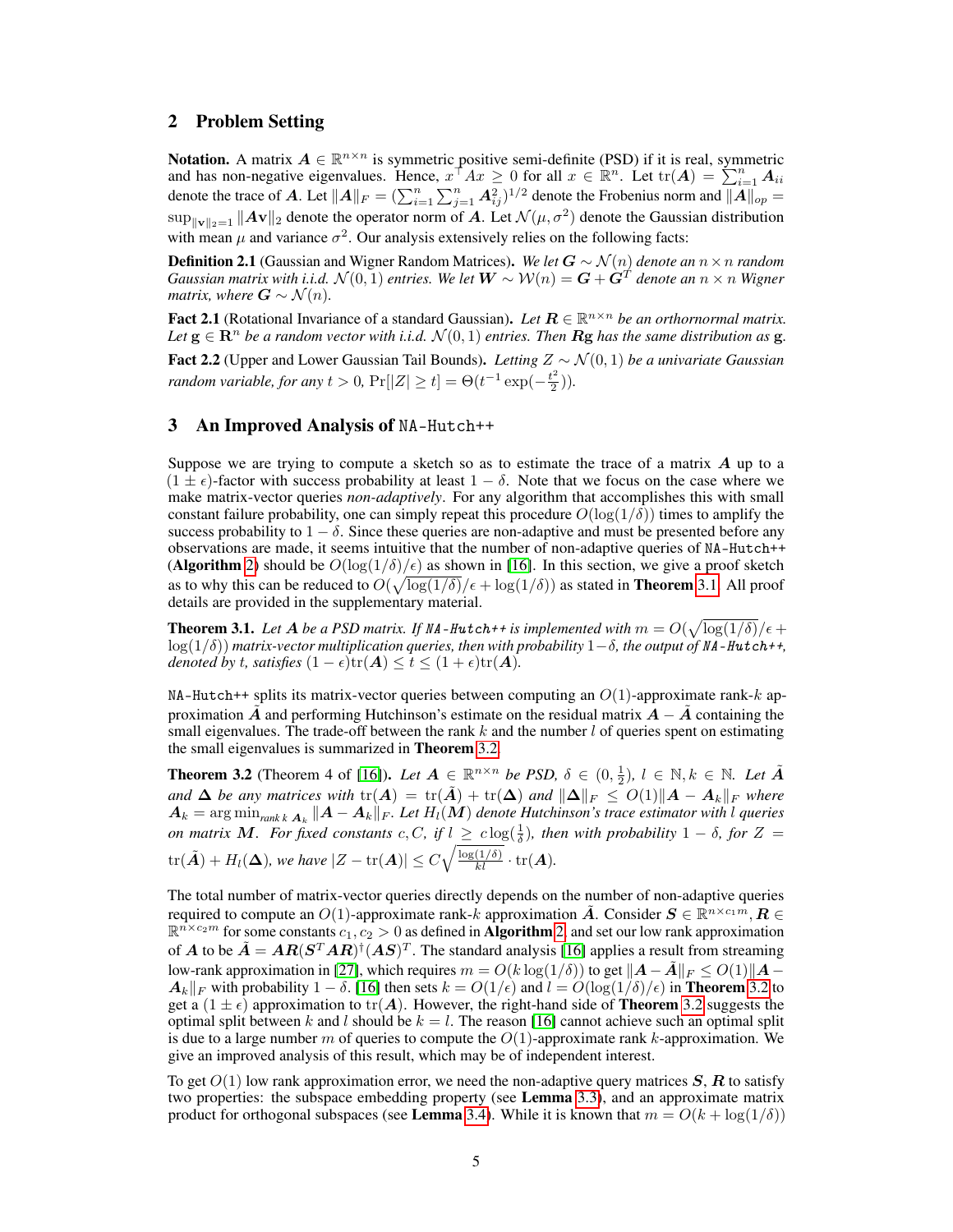## 2 Problem Setting

**Notation.** A matrix $\boldsymbol{A} \in \mathbb{R}^{n\times n}$ is symmetric positive semi-definite (PSD) if it is real, symmetric and has non-negative eigenvalues. Hence, $x^\top A x \geq 0$ for all $x \in \mathbb{R}^n$. Let $\mathrm{tr}(\boldsymbol{A}) = \sum_{i=1}^n \boldsymbol{A}_{ii}$ denote the trace of $\boldsymbol{A}$. Let $\|\boldsymbol{A}\|_F = (\sum_{i=1}^n \sum_{j=1}^n \boldsymbol{A}_{ij}^2)^{1/2}$ denote the Frobenius norm and $\|\boldsymbol{A}\|_{op} = \sup_{\|\mathbf{v}\|_2=1} \|\boldsymbol{A}\mathbf{v}\|_2$ denote the operator norm of $\boldsymbol{A}$. Let $\mathcal{N}(\mu, \sigma^2)$ denote the Gaussian distribution with mean $\mu$ and variance $\sigma^2$. Our analysis extensively relies on the following facts:

**Definition 2.1** (Gaussian and Wigner Random Matrices)**.** *We let $\boldsymbol{G} \sim \mathcal{N}(n)$ denote an $n \times n$ random Gaussian matrix with i.i.d. $\mathcal{N}(0, 1)$ entries. We let $\boldsymbol{W} \sim \mathcal{W}(n) = \boldsymbol{G} + \boldsymbol{G}^T$ denote an $n \times n$ Wigner matrix, where $\boldsymbol{G} \sim \mathcal{N}(n)$.*

**Fact 2.1** (Rotational Invariance of a standard Gaussian)**.** *Let $\boldsymbol{R} \in \mathbb{R}^{n\times n}$ be an orthornormal matrix. Let $\mathrm{g} \in \mathbf{R}^n$ be a random vector with i.i.d. $\mathcal{N}(0, 1)$ entries. Then $\boldsymbol{R}\mathbf{g}$ has the same distribution as $\mathrm{g}$.*

**Fact 2.2** (Upper and Lower Gaussian Tail Bounds)**.** *Letting $Z \sim \mathcal{N}(0, 1)$ be a univariate Gaussian random variable, for any $t > 0$, $\Pr[|Z| \geq t] = \Theta(t^{-1} \exp(-\frac{t^2}{2}))$.*

## 3 An Improved Analysis of `NA-Hutch++`

Suppose we are trying to compute a sketch so as to estimate the trace of a matrix $\boldsymbol{A}$ up to a $(1 \pm \epsilon)$-factor with success probability at least $1 - \delta$. Note that we focus on the case where we make matrix-vector queries *non-adaptively*. For any algorithm that accomplishes this with small constant failure probability, one can simply repeat this procedure $O(\log(1/\delta))$ times to amplify the success probability to $1 - \delta$. Since these queries are non-adaptive and must be presented before any observations are made, it seems intuitive that the number of non-adaptive queries of `NA-Hutch++` (**Algorithm** 2) should be $O(\log(1/\delta)/\epsilon)$ as shown in [16]. In this section, we give a proof sketch as to why this can be reduced to $O(\sqrt{\log(1/\delta)}/\epsilon + \log(1/\delta))$ as stated in **Theorem** 3.1. All proof details are provided in the supplementary material.

**Theorem 3.1.** *Let $\boldsymbol{A}$ be a PSD matrix. If `NA-Hutch++` is implemented with $m = O(\sqrt{\log(1/\delta)}/\epsilon + \log(1/\delta))$ matrix-vector multiplication queries, then with probability $1-\delta$, the output of `NA-Hutch++`, denoted by $t$, satisfies $(1 - \epsilon)\mathrm{tr}(\boldsymbol{A}) \leq t \leq (1 + \epsilon)\mathrm{tr}(\boldsymbol{A})$.*

`NA-Hutch++` splits its matrix-vector queries between computing an $O(1)$-approximate rank-$k$ approximation $\tilde{\boldsymbol{A}}$ and performing Hutchinson's estimate on the residual matrix $\boldsymbol{A} - \tilde{\boldsymbol{A}}$ containing the small eigenvalues. The trade-off between the rank $k$ and the number $l$ of queries spent on estimating the small eigenvalues is summarized in **Theorem** 3.2.

**Theorem 3.2** (Theorem 4 of [16])**.** *Let $\boldsymbol{A} \in \mathbb{R}^{n\times n}$ be PSD, $\delta \in (0, \frac{1}{2})$, $l \in \mathbb{N}, k \in \mathbb{N}$. Let $\tilde{\boldsymbol{A}}$ and $\boldsymbol{\Delta}$ be any matrices with $\mathrm{tr}(\boldsymbol{A}) = \mathrm{tr}(\tilde{\boldsymbol{A}}) + \mathrm{tr}(\boldsymbol{\Delta})$ and $\|\boldsymbol{\Delta}\|_F \leq O(1)\|\boldsymbol{A} - \boldsymbol{A}_k\|_F$ where $\boldsymbol{A}_k = \arg\min_{\text{rank } k\ \boldsymbol{A}_k} \|\boldsymbol{A} - \boldsymbol{A}_k\|_F$. Let $H_l(\boldsymbol{M})$ denote Hutchinson's trace estimator with $l$ queries on matrix $\boldsymbol{M}$. For fixed constants $c, C$, if $l \geq c\log(\frac{1}{\delta})$, then with probability $1 - \delta$, for $Z = \mathrm{tr}(\tilde{\boldsymbol{A}}) + H_l(\boldsymbol{\Delta})$, we have $|Z - \mathrm{tr}(\boldsymbol{A})| \leq C\sqrt{\frac{\log(1/\delta)}{kl}} \cdot \mathrm{tr}(\boldsymbol{A})$.*

The total number of matrix-vector queries directly depends on the number of non-adaptive queries required to compute an $O(1)$-approximate rank-$k$ approximation $\tilde{\boldsymbol{A}}$. Consider $\boldsymbol{S} \in \mathbb{R}^{n\times c_1 m}, \boldsymbol{R} \in \mathbb{R}^{n\times c_2 m}$ for some constants $c_1, c_2 > 0$ as defined in **Algorithm** 2, and set our low rank approximation of $\boldsymbol{A}$ to be $\tilde{\boldsymbol{A}} = \boldsymbol{A}\boldsymbol{R}(\boldsymbol{S}^T\boldsymbol{A}\boldsymbol{R})^\dagger(\boldsymbol{A}\boldsymbol{S})^T$. The standard analysis [16] applies a result from streaming low-rank approximation in [27], which requires $m = O(k\log(1/\delta))$ to get $\|\boldsymbol{A} - \tilde{\boldsymbol{A}}\|_F \leq O(1)\|\boldsymbol{A} - \boldsymbol{A}_k\|_F$ with probability $1 - \delta$. [16] then sets $k = O(1/\epsilon)$ and $l = O(\log(1/\delta)/\epsilon)$ in **Theorem** 3.2 to get a $(1 \pm \epsilon)$ approximation to $\mathrm{tr}(\boldsymbol{A})$. However, the right-hand side of **Theorem** 3.2 suggests the optimal split between $k$ and $l$ should be $k = l$. The reason [16] cannot achieve such an optimal split is due to a large number $m$ of queries to compute the $O(1)$-approximate rank $k$-approximation. We give an improved analysis of this result, which may be of independent interest.

To get $O(1)$ low rank approximation error, we need the non-adaptive query matrices $\boldsymbol{S}$, $\boldsymbol{R}$ to satisfy two properties: the subspace embedding property (see **Lemma** 3.3), and an approximate matrix product for orthogonal subspaces (see **Lemma** 3.4). While it is known that $m = O(k + \log(1/\delta))$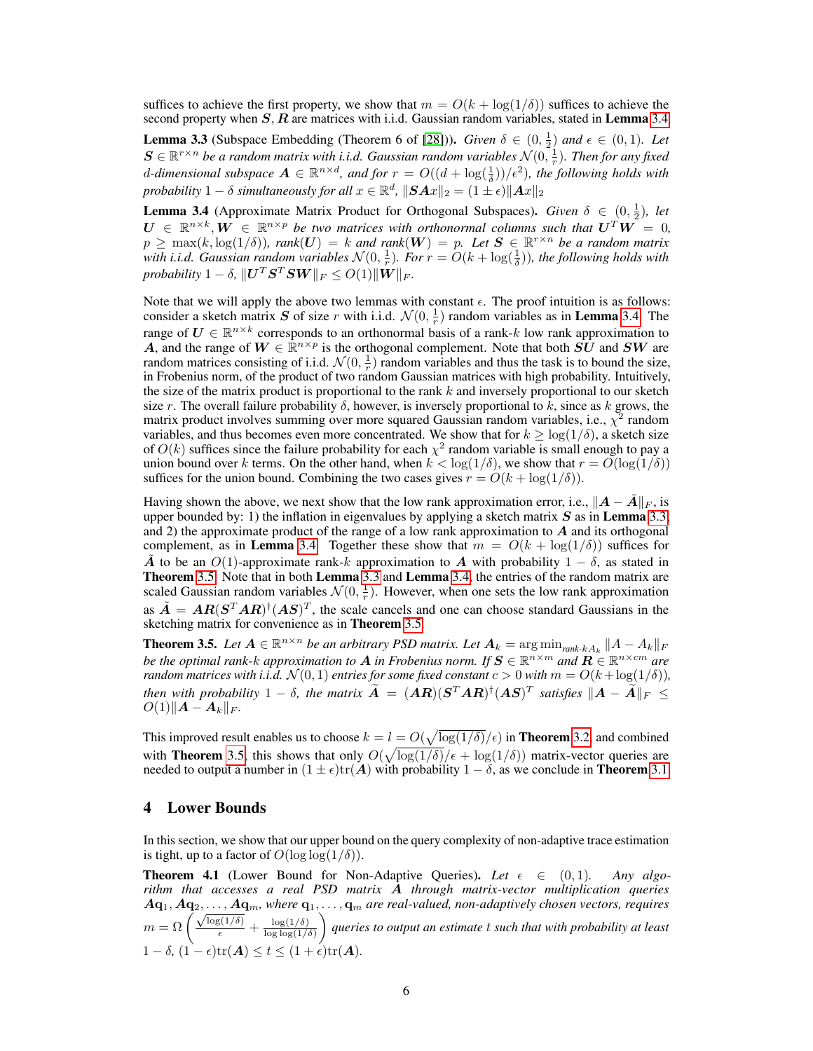suffices to achieve the first property, we show that $m = O(k + \log(1/\delta))$ suffices to achieve the second property when $\boldsymbol{S}, \boldsymbol{R}$ are matrices with i.i.d. Gaussian random variables, stated in **Lemma** 3.4

**Lemma 3.3** (Subspace Embedding (Theorem 6 of [28])). *Given $\delta \in (0, \frac{1}{2})$ and $\epsilon \in (0, 1)$. Let $\boldsymbol{S} \in \mathbb{R}^{r \times n}$ be a random matrix with i.i.d. Gaussian random variables $\mathcal{N}(0, \frac{1}{r})$. Then for any fixed $d$-dimensional subspace $\boldsymbol{A} \in \mathbb{R}^{n \times d}$, and for $r = O((d + \log(\frac{1}{\delta}))/\epsilon^2)$, the following holds with probability $1 - \delta$ simultaneously for all $x \in \mathbb{R}^d$, $\|\boldsymbol{S}\boldsymbol{A}x\|_2 = (1 \pm \epsilon)\|\boldsymbol{A}x\|_2$*

**Lemma 3.4** (Approximate Matrix Product for Orthogonal Subspaces). *Given $\delta \in (0, \frac{1}{2})$, let $\boldsymbol{U} \in \mathbb{R}^{n \times k}, \boldsymbol{W} \in \mathbb{R}^{n \times p}$ be two matrices with orthonormal columns such that $\boldsymbol{U}^T \boldsymbol{W} = 0$, $p \geq \max(k, \log(1/\delta))$, $\mathrm{rank}(\boldsymbol{U}) = k$ and $\mathrm{rank}(\boldsymbol{W}) = p$. Let $\boldsymbol{S} \in \mathbb{R}^{r \times n}$ be a random matrix with i.i.d. Gaussian random variables $\mathcal{N}(0, \frac{1}{r})$. For $r = O(k + \log(\frac{1}{\delta}))$, the following holds with probability $1 - \delta$, $\|\boldsymbol{U}^T \boldsymbol{S}^T \boldsymbol{S}\boldsymbol{W}\|_F \leq O(1)\|\boldsymbol{W}\|_F$.*

Note that we will apply the above two lemmas with constant $\epsilon$. The proof intuition is as follows: consider a sketch matrix $\boldsymbol{S}$ of size $r$ with i.i.d. $\mathcal{N}(0, \frac{1}{r})$ random variables as in **Lemma** 3.4. The range of $\boldsymbol{U} \in \mathbb{R}^{n \times k}$ corresponds to an orthonormal basis of a rank-$k$ low rank approximation to $\boldsymbol{A}$, and the range of $\boldsymbol{W} \in \mathbb{R}^{n \times p}$ is the orthogonal complement. Note that both $\boldsymbol{S}\boldsymbol{U}$ and $\boldsymbol{S}\boldsymbol{W}$ are random matrices consisting of i.i.d. $\mathcal{N}(0, \frac{1}{r})$ random variables and thus the task is to bound the size, in Frobenius norm, of the product of two random Gaussian matrices with high probability. Intuitively, the size of the matrix product is proportional to the rank $k$ and inversely proportional to our sketch size $r$. The overall failure probability $\delta$, however, is inversely proportional to $k$, since as $k$ grows, the matrix product involves summing over more squared Gaussian random variables, i.e., $\chi^2$ random variables, and thus becomes even more concentrated. We show that for $k \geq \log(1/\delta)$, a sketch size of $O(k)$ suffices since the failure probability for each $\chi^2$ random variable is small enough to pay a union bound over $k$ terms. On the other hand, when $k < \log(1/\delta)$, we show that $r = O(\log(1/\delta))$ suffices for the union bound. Combining the two cases gives $r = O(k + \log(1/\delta))$.

Having shown the above, we next show that the low rank approximation error, i.e., $\|\boldsymbol{A} - \tilde{\boldsymbol{A}}\|_F$, is upper bounded by: 1) the inflation in eigenvalues by applying a sketch matrix $\boldsymbol{S}$ as in **Lemma** 3.3, and 2) the approximate product of the range of a low rank approximation to $\boldsymbol{A}$ and its orthogonal complement, as in **Lemma** 3.4. Together these show that $m = O(k + \log(1/\delta))$ suffices for $\tilde{\boldsymbol{A}}$ to be an $O(1)$-approximate rank-$k$ approximation to $\boldsymbol{A}$ with probability $1 - \delta$, as stated in **Theorem** 3.5. Note that in both **Lemma** 3.3 and **Lemma** 3.4, the entries of the random matrix are scaled Gaussian random variables $\mathcal{N}(0, \frac{1}{r})$. However, when one sets the low rank approximation as $\tilde{\boldsymbol{A}} = \boldsymbol{A}\boldsymbol{R}(\boldsymbol{S}^T \boldsymbol{A}\boldsymbol{R})^\dagger (\boldsymbol{A}\boldsymbol{S})^T$, the scale cancels and one can choose standard Gaussians in the sketching matrix for convenience as in **Theorem** 3.5.

**Theorem 3.5.** *Let $\boldsymbol{A} \in \mathbb{R}^{n \times n}$ be an arbitrary PSD matrix. Let $\boldsymbol{A}_k = \arg\min_{\text{rank-}k A_k} \|A - A_k\|_F$ be the optimal rank-$k$ approximation to $\boldsymbol{A}$ in Frobenius norm. If $\boldsymbol{S} \in \mathbb{R}^{n \times m}$ and $\boldsymbol{R} \in \mathbb{R}^{n \times cm}$ are random matrices with i.i.d. $\mathcal{N}(0, 1)$ entries for some fixed constant $c > 0$ with $m = O(k + \log(1/\delta))$, then with probability $1 - \delta$, the matrix $\widetilde{\boldsymbol{A}} = (\boldsymbol{A}\boldsymbol{R})(\boldsymbol{S}^T \boldsymbol{A}\boldsymbol{R})^\dagger (\boldsymbol{A}\boldsymbol{S})^T$ satisfies $\|\boldsymbol{A} - \widetilde{\boldsymbol{A}}\|_F \leq O(1)\|\boldsymbol{A} - \boldsymbol{A}_k\|_F$.*

This improved result enables us to choose $k = l = O(\sqrt{\log(1/\delta)}/\epsilon)$ in **Theorem** 3.2, and combined with **Theorem** 3.5, this shows that only $O(\sqrt{\log(1/\delta)}/\epsilon + \log(1/\delta))$ matrix-vector queries are needed to output a number in $(1 \pm \epsilon)\mathrm{tr}(\boldsymbol{A})$ with probability $1 - \delta$, as we conclude in **Theorem** 3.1.

## 4 Lower Bounds

In this section, we show that our upper bound on the query complexity of non-adaptive trace estimation is tight, up to a factor of $O(\log\log(1/\delta))$.

**Theorem 4.1** (Lower Bound for Non-Adaptive Queries). *Let $\epsilon \in (0, 1)$. Any algorithm that accesses a real PSD matrix $\boldsymbol{A}$ through matrix-vector multiplication queries $\boldsymbol{A}\mathbf{q}_1, \boldsymbol{A}\mathbf{q}_2, \ldots, \boldsymbol{A}\mathbf{q}_m$, where $\mathbf{q}_1, \ldots, \mathbf{q}_m$ are real-valued, non-adaptively chosen vectors, requires $m = \Omega\left(\frac{\sqrt{\log(1/\delta)}}{\epsilon} + \frac{\log(1/\delta)}{\log\log(1/\delta)}\right)$ queries to output an estimate $t$ such that with probability at least $1 - \delta$, $(1 - \epsilon)\mathrm{tr}(\boldsymbol{A}) \leq t \leq (1 + \epsilon)\mathrm{tr}(\boldsymbol{A})$.*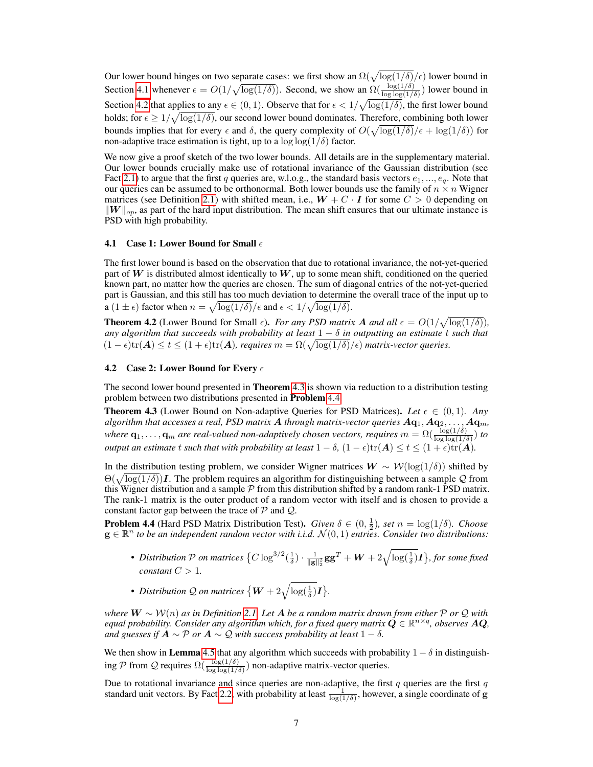Our lower bound hinges on two separate cases: we first show an $\Omega(\sqrt{\log(1/\delta)}/\epsilon)$ lower bound in Section 4.1 whenever $\epsilon = O(1/\sqrt{\log(1/\delta)})$. Second, we show an $\Omega(\frac{\log(1/\delta)}{\log\log(1/\delta)})$ lower bound in Section 4.2 that applies to any $\epsilon \in (0,1)$. Observe that for $\epsilon < 1/\sqrt{\log(1/\delta)}$, the first lower bound holds; for $\epsilon \geq 1/\sqrt{\log(1/\delta)}$, our second lower bound dominates. Therefore, combining both lower bounds implies that for every $\epsilon$ and $\delta$, the query complexity of $O(\sqrt{\log(1/\delta)}/\epsilon + \log(1/\delta))$ for non-adaptive trace estimation is tight, up to a $\log\log(1/\delta)$ factor.

We now give a proof sketch of the two lower bounds. All details are in the supplementary material. Our lower bounds crucially make use of rotational invariance of the Gaussian distribution (see Fact 2.1) to argue that the first $q$ queries are, w.l.o.g., the standard basis vectors $e_1, ..., e_q$. Note that our queries can be assumed to be orthonormal. Both lower bounds use the family of $n \times n$ Wigner matrices (see Definition 2.1) with shifted mean, i.e., $\boldsymbol{W} + C \cdot \boldsymbol{I}$ for some $C > 0$ depending on $\|\boldsymbol{W}\|_{op}$, as part of the hard input distribution. The mean shift ensures that our ultimate instance is PSD with high probability.

### 4.1 Case 1: Lower Bound for Small $\epsilon$

The first lower bound is based on the observation that due to rotational invariance, the not-yet-queried part of $\boldsymbol{W}$ is distributed almost identically to $\boldsymbol{W}$, up to some mean shift, conditioned on the queried known part, no matter how the queries are chosen. The sum of diagonal entries of the not-yet-queried part is Gaussian, and this still has too much deviation to determine the overall trace of the input up to a $(1 \pm \epsilon)$ factor when $n = \sqrt{\log(1/\delta)}/\epsilon$ and $\epsilon < 1/\sqrt{\log(1/\delta)}$.

**Theorem 4.2** (Lower Bound for Small $\epsilon$). *For any PSD matrix $\boldsymbol{A}$ and all $\epsilon = O(1/\sqrt{\log(1/\delta)})$, any algorithm that succeeds with probability at least $1-\delta$ in outputting an estimate $t$ such that $(1-\epsilon)\mathrm{tr}(\boldsymbol{A}) \leq t \leq (1+\epsilon)\mathrm{tr}(\boldsymbol{A})$, requires $m = \Omega(\sqrt{\log(1/\delta)}/\epsilon)$ matrix-vector queries.*

### 4.2 Case 2: Lower Bound for Every $\epsilon$

The second lower bound presented in **Theorem** 4.3 is shown via reduction to a distribution testing problem between two distributions presented in **Problem** 4.4.

**Theorem 4.3** (Lower Bound on Non-adaptive Queries for PSD Matrices). *Let $\epsilon \in (0,1)$. Any algorithm that accesses a real, PSD matrix $\boldsymbol{A}$ through matrix-vector queries $\boldsymbol{A}\mathbf{q}_1, \boldsymbol{A}\mathbf{q}_2, \ldots, \boldsymbol{A}\mathbf{q}_m$, where $\mathbf{q}_1, \ldots, \mathbf{q}_m$ are real-valued non-adaptively chosen vectors, requires $m = \Omega(\frac{\log(1/\delta)}{\log\log(1/\delta)})$ to output an estimate $t$ such that with probability at least $1-\delta$, $(1-\epsilon)\mathrm{tr}(\boldsymbol{A}) \leq t \leq (1+\epsilon)\mathrm{tr}(\boldsymbol{A})$.*

In the distribution testing problem, we consider Wigner matrices $\boldsymbol{W} \sim \mathcal{W}(\log(1/\delta))$ shifted by $\Theta(\sqrt{\log(1/\delta)})\boldsymbol{I}$. The problem requires an algorithm for distinguishing between a sample $\mathcal{Q}$ from this Wigner distribution and a sample $\mathcal{P}$ from this distribution shifted by a random rank-1 PSD matrix. The rank-1 matrix is the outer product of a random vector with itself and is chosen to provide a constant factor gap between the trace of $\mathcal{P}$ and $\mathcal{Q}$.

**Problem 4.4** (Hard PSD Matrix Distribution Test). *Given $\delta \in (0, \frac{1}{2})$, set $n = \log(1/\delta)$. Choose $\mathbf{g} \in \mathbb{R}^n$ to be an independent random vector with i.i.d. $\mathcal{N}(0,1)$ entries. Consider two distributions:*

- *Distribution $\mathcal{P}$ on matrices $\left\{C \log^{3/2}(\frac{1}{\delta}) \cdot \frac{1}{\|\mathbf{g}\|_2^2}\mathbf{g}\mathbf{g}^T + \boldsymbol{W} + 2\sqrt{\log(\frac{1}{\delta})}\boldsymbol{I}\right\}$, for some fixed constant $C > 1$.*
- *Distribution $\mathcal{Q}$ on matrices $\left\{\boldsymbol{W} + 2\sqrt{\log(\frac{1}{\delta})}\boldsymbol{I}\right\}$.*

*where $\boldsymbol{W} \sim \mathcal{W}(n)$ as in Definition 2.1. Let $\boldsymbol{A}$ be a random matrix drawn from either $\mathcal{P}$ or $\mathcal{Q}$ with equal probability. Consider any algorithm which, for a fixed query matrix $\boldsymbol{Q} \in \mathbb{R}^{n \times q}$, observes $\boldsymbol{A}\boldsymbol{Q}$, and guesses if $\boldsymbol{A} \sim \mathcal{P}$ or $\boldsymbol{A} \sim \mathcal{Q}$ with success probability at least $1-\delta$.*

We then show in **Lemma** 4.5 that any algorithm which succeeds with probability $1-\delta$ in distinguishing $\mathcal{P}$ from $\mathcal{Q}$ requires $\Omega(\frac{\log(1/\delta)}{\log\log(1/\delta)})$ non-adaptive matrix-vector queries.

Due to rotational invariance and since queries are non-adaptive, the first $q$ queries are the first $q$ standard unit vectors. By Fact 2.2, with probability at least $\frac{1}{\log(1/\delta)}$, however, a single coordinate of $\mathbf{g}$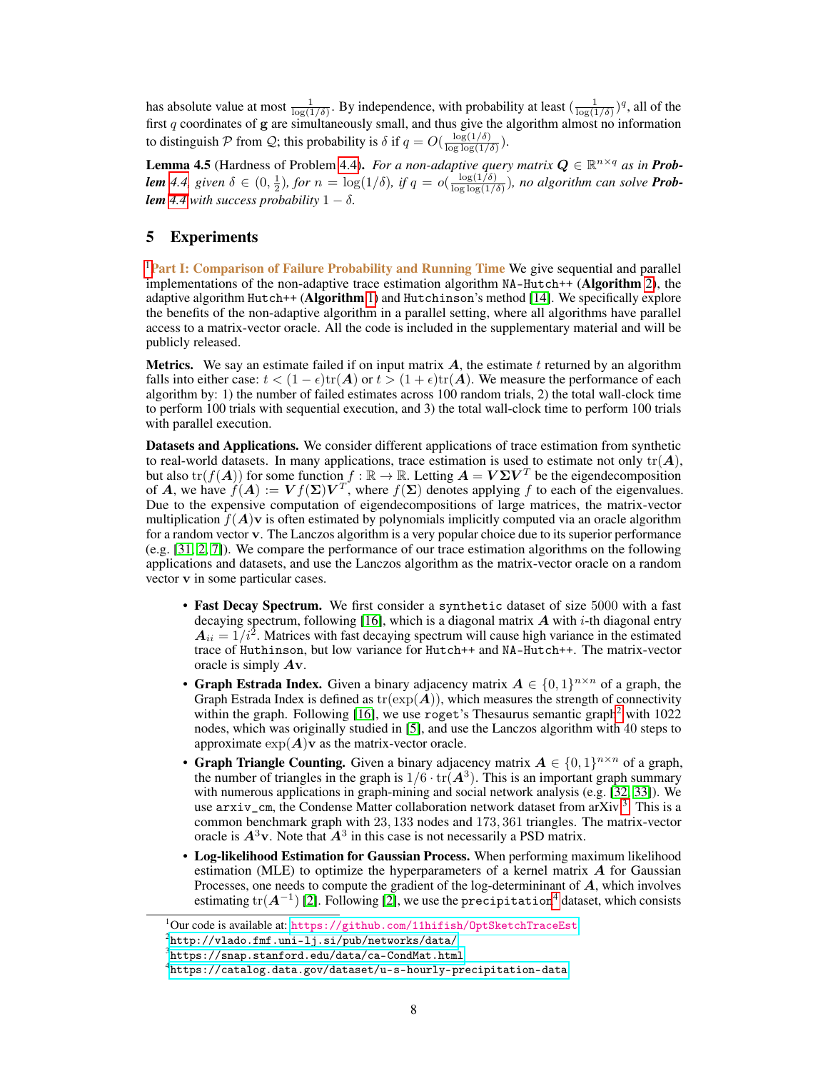has absolute value at most $\frac{1}{\log(1/\delta)}$. By independence, with probability at least $(\frac{1}{\log(1/\delta)})^q$, all of the first $q$ coordinates of $\mathbf{g}$ are simultaneously small, and thus give the algorithm almost no information to distinguish $\mathcal{P}$ from $\mathcal{Q}$; this probability is $\delta$ if $q = O(\frac{\log(1/\delta)}{\log\log(1/\delta)})$.

**Lemma 4.5** (Hardness of Problem 4.4). *For a non-adaptive query matrix $\boldsymbol{Q} \in \mathbb{R}^{n \times q}$ as in **Problem 4.4**, given $\delta \in (0, \frac{1}{2})$, for $n = \log(1/\delta)$, if $q = o(\frac{\log(1/\delta)}{\log\log(1/\delta)})$, no algorithm can solve **Problem 4.4** with success probability $1 - \delta$.*

## 5 Experiments

[1]**Part I: Comparison of Failure Probability and Running Time** We give sequential and parallel implementations of the non-adaptive trace estimation algorithm `NA-Hutch++` (**Algorithm 2**), the adaptive algorithm `Hutch++` (**Algorithm 1**) and `Hutchinson`'s method [14]. We specifically explore the benefits of the non-adaptive algorithm in a parallel setting, where all algorithms have parallel access to a matrix-vector oracle. All the code is included in the supplementary material and will be publicly released.

**Metrics.** We say an estimate failed if on input matrix $\boldsymbol{A}$, the estimate $t$ returned by an algorithm falls into either case: $t < (1 - \epsilon)\text{tr}(\boldsymbol{A})$ or $t > (1 + \epsilon)\text{tr}(\boldsymbol{A})$. We measure the performance of each algorithm by: 1) the number of failed estimates across 100 random trials, 2) the total wall-clock time to perform 100 trials with sequential execution, and 3) the total wall-clock time to perform 100 trials with parallel execution.

**Datasets and Applications.** We consider different applications of trace estimation from synthetic to real-world datasets. In many applications, trace estimation is used to estimate not only $\text{tr}(\boldsymbol{A})$, but also $\text{tr}(f(\boldsymbol{A}))$ for some function $f : \mathbb{R} \to \mathbb{R}$. Letting $\boldsymbol{A} = \boldsymbol{V}\boldsymbol{\Sigma}\boldsymbol{V}^T$ be the eigendecomposition of $\boldsymbol{A}$, we have $f(\boldsymbol{A}) := \boldsymbol{V} f(\boldsymbol{\Sigma})\boldsymbol{V}^T$, where $f(\boldsymbol{\Sigma})$ denotes applying $f$ to each of the eigenvalues. Due to the expensive computation of eigendecompositions of large matrices, the matrix-vector multiplication $f(\boldsymbol{A})\mathbf{v}$ is often estimated by polynomials implicitly computed via an oracle algorithm for a random vector $\mathbf{v}$. The Lanczos algorithm is a very popular choice due to its superior performance (e.g. [31, 2, 7]). We compare the performance of our trace estimation algorithms on the following applications and datasets, and use the Lanczos algorithm as the matrix-vector oracle on a random vector $\mathbf{v}$ in some particular cases.

- **Fast Decay Spectrum.** We first consider a `synthetic` dataset of size 5000 with a fast decaying spectrum, following [16], which is a diagonal matrix $\boldsymbol{A}$ with $i$-th diagonal entry $\boldsymbol{A}_{ii} = 1/i^2$. Matrices with fast decaying spectrum will cause high variance in the estimated trace of `Huthinson`, but low variance for `Hutch++` and `NA-Hutch++`. The matrix-vector oracle is simply $\boldsymbol{A}\mathbf{v}$.
- **Graph Estrada Index.** Given a binary adjacency matrix $\boldsymbol{A} \in \{0, 1\}^{n \times n}$ of a graph, the Graph Estrada Index is defined as $\text{tr}(\exp(\boldsymbol{A}))$, which measures the strength of connectivity within the graph. Following [16], we use `roget`'s Thesaurus semantic graph[2] with 1022 nodes, which was originally studied in [5], and use the Lanczos algorithm with 40 steps to approximate $\exp(\boldsymbol{A})\mathbf{v}$ as the matrix-vector oracle.
- **Graph Triangle Counting.** Given a binary adjacency matrix $\boldsymbol{A} \in \{0, 1\}^{n \times n}$ of a graph, the number of triangles in the graph is $1/6 \cdot \text{tr}(\boldsymbol{A}^3)$. This is an important graph summary with numerous applications in graph-mining and social network analysis (e.g. [32, 33]). We use `arxiv_cm`, the Condense Matter collaboration network dataset from arXiv [3]. This is a common benchmark graph with 23,133 nodes and 173,361 triangles. The matrix-vector oracle is $\boldsymbol{A}^3\mathbf{v}$. Note that $\boldsymbol{A}^3$ in this case is not necessarily a PSD matrix.
- **Log-likelihood Estimation for Gaussian Process.** When performing maximum likelihood estimation (MLE) to optimize the hyperparameters of a kernel matrix $\boldsymbol{A}$ for Gaussian Processes, one needs to compute the gradient of the log-determininant of $\boldsymbol{A}$, which involves estimating $\text{tr}(\boldsymbol{A}^{-1})$ [2]. Following [2], we use the `precipitation`[4] dataset, which consists

[1]Our code is available at: https://github.com/11hifish/OptSketchTraceEst

[2]http://vlado.fmf.uni-lj.si/pub/networks/data/

[3]https://snap.stanford.edu/data/ca-CondMat.html

[4]https://catalog.data.gov/dataset/u-s-hourly-precipitation-data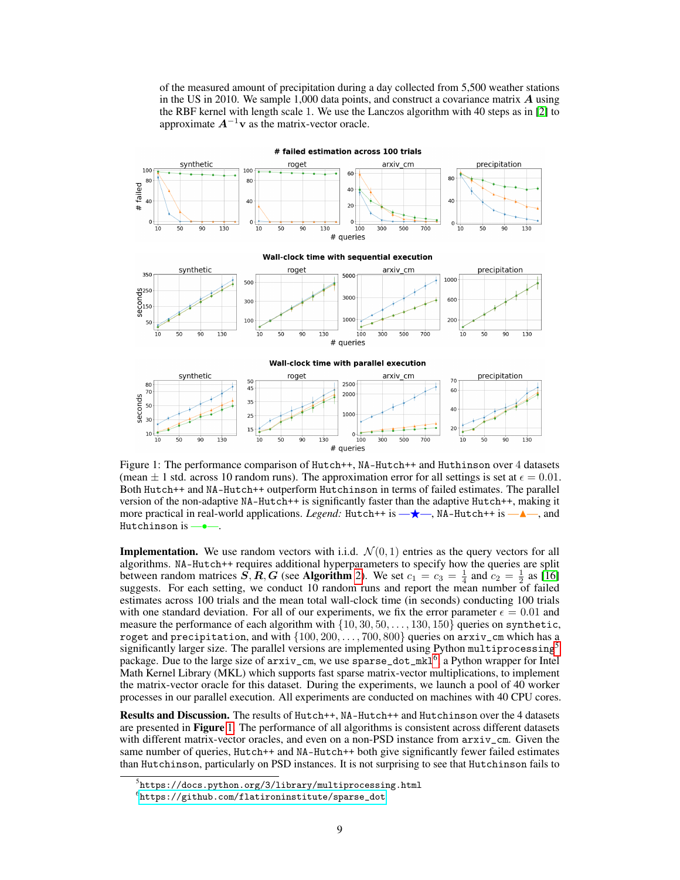of the measured amount of precipitation during a day collected from 5,500 weather stations in the US in 2010. We sample 1,000 data points, and construct a covariance matrix $\boldsymbol{A}$ using the RBF kernel with length scale 1. We use the Lanczos algorithm with 40 steps as in [2] to approximate $\boldsymbol{A}^{-1}\mathbf{v}$ as the matrix-vector oracle.

Figure 1: The performance comparison of `Hutch++`, `NA-Hutch++` and `Huthinson` over 4 datasets (mean $\pm$ 1 std. across 10 random runs). The approximation error for all settings is set at $\epsilon = 0.01$. Both `Hutch++` and `NA-Hutch++` outperform `Hutchinson` in terms of failed estimates. The parallel version of the non-adaptive `NA-Hutch++` is significantly faster than the adaptive `Hutch++`, making it more practical in real-world applications. *Legend:* `Hutch++` is —★—, `NA-Hutch++` is —▲—, and `Hutchinson` is —●—.

**Implementation.** We use random vectors with i.i.d. $\mathcal{N}(0, 1)$ entries as the query vectors for all algorithms. `NA-Hutch++` requires additional hyperparameters to specify how the queries are split between random matrices $\boldsymbol{S}, \boldsymbol{R}, \boldsymbol{G}$ (see **Algorithm** 2). We set $c_1 = c_3 = \frac{1}{4}$ and $c_2 = \frac{1}{2}$ as [16] suggests. For each setting, we conduct 10 random runs and report the mean number of failed estimates across 100 trials and the mean total wall-clock time (in seconds) conducting 100 trials with one standard deviation. For all of our experiments, we fix the error parameter $\epsilon = 0.01$ and measure the performance of each algorithm with $\{10, 30, 50, \ldots, 130, 150\}$ queries on `synthetic`, `roget` and `precipitation`, and with $\{100, 200, \ldots, 700, 800\}$ queries on `arxiv_cm` which has a significantly larger size. The parallel versions are implemented using Python `multiprocessing`[5] package. Due to the large size of `arxiv_cm`, we use `sparse_dot_mkl`[6] a Python wrapper for Intel Math Kernel Library (MKL) which supports fast sparse matrix-vector multiplications, to implement the matrix-vector oracle for this dataset. During the experiments, we launch a pool of 40 worker processes in our parallel execution. All experiments are conducted on machines with 40 CPU cores.

**Results and Discussion.** The results of `Hutch++`, `NA-Hutch++` and `Hutchinson` over the 4 datasets are presented in **Figure** 1. The performance of all algorithms is consistent across different datasets with different matrix-vector oracles, and even on a non-PSD instance from `arxiv_cm`. Given the same number of queries, `Hutch++` and `NA-Hutch++` both give significantly fewer failed estimates than `Hutchinson`, particularly on PSD instances. It is not surprising to see that `Hutchinson` fails to

[5] https://docs.python.org/3/library/multiprocessing.html

[6] https://github.com/flatironinstitute/sparse_dot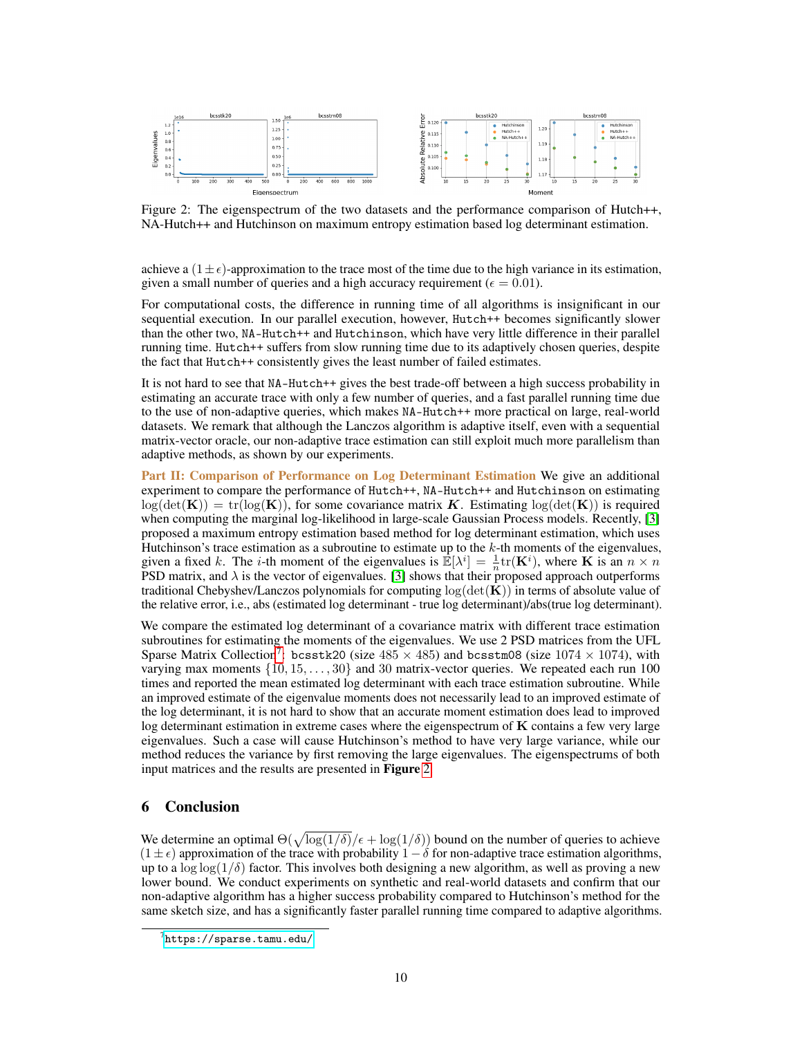Figure 2: The eigenspectrum of the two datasets and the performance comparison of Hutch++, NA-Hutch++ and Hutchinson on maximum entropy estimation based log determinant estimation.

achieve a $(1 \pm \epsilon)$-approximation to the trace most of the time due to the high variance in its estimation, given a small number of queries and a high accuracy requirement ($\epsilon = 0.01$).

For computational costs, the difference in running time of all algorithms is insignificant in our sequential execution. In our parallel execution, however, Hutch++ becomes significantly slower than the other two, NA-Hutch++ and Hutchinson, which have very little difference in their parallel running time. Hutch++ suffers from slow running time due to its adaptively chosen queries, despite the fact that Hutch++ consistently gives the least number of failed estimates.

It is not hard to see that NA-Hutch++ gives the best trade-off between a high success probability in estimating an accurate trace with only a few number of queries, and a fast parallel running time due to the use of non-adaptive queries, which makes NA-Hutch++ more practical on large, real-world datasets. We remark that although the Lanczos algorithm is adaptive itself, even with a sequential matrix-vector oracle, our non-adaptive trace estimation can still exploit much more parallelism than adaptive methods, as shown by our experiments.

**Part II: Comparison of Performance on Log Determinant Estimation** We give an additional experiment to compare the performance of Hutch++, NA-Hutch++ and Hutchinson on estimating $\log(\det(\mathbf{K})) = \operatorname{tr}(\log(\mathbf{K}))$, for some covariance matrix $\boldsymbol{K}$. Estimating $\log(\det(\mathbf{K}))$ is required when computing the marginal log-likelihood in large-scale Gaussian Process models. Recently, [3] proposed a maximum entropy estimation based method for log determinant estimation, which uses Hutchinson's trace estimation as a subroutine to estimate up to the $k$-th moments of the eigenvalues, given a fixed $k$. The $i$-th moment of the eigenvalues is $\mathbb{E}[\lambda^i] = \frac{1}{n}\operatorname{tr}(\mathbf{K}^i)$, where $\mathbf{K}$ is an $n \times n$ PSD matrix, and $\lambda$ is the vector of eigenvalues. [3] shows that their proposed approach outperforms traditional Chebyshev/Lanczos polynomials for computing $\log(\det(\mathbf{K}))$ in terms of absolute value of the relative error, i.e., abs (estimated log determinant - true log determinant)/abs(true log determinant).

We compare the estimated log determinant of a covariance matrix with different trace estimation subroutines for estimating the moments of the eigenvalues. We use 2 PSD matrices from the UFL Sparse Matrix Collection[7]: bcsstk20 (size $485 \times 485$) and bcsstm08 (size $1074 \times 1074$), with varying max moments $\{10, 15, \ldots, 30\}$ and 30 matrix-vector queries. We repeated each run 100 times and reported the mean estimated log determinant with each trace estimation subroutine. While an improved estimate of the eigenvalue moments does not necessarily lead to an improved estimate of the log determinant, it is not hard to show that an accurate moment estimation does lead to improved log determinant estimation in extreme cases where the eigenspectrum of $\mathbf{K}$ contains a few very large eigenvalues. Such a case will cause Hutchinson's method to have very large variance, while our method reduces the variance by first removing the large eigenvalues. The eigenspectrums of both input matrices and the results are presented in **Figure 2**.

## 6 Conclusion

We determine an optimal $\Theta(\sqrt{\log(1/\delta)}/\epsilon + \log(1/\delta))$ bound on the number of queries to achieve $(1 \pm \epsilon)$ approximation of the trace with probability $1 - \delta$ for non-adaptive trace estimation algorithms, up to a $\log\log(1/\delta)$ factor. This involves both designing a new algorithm, as well as proving a new lower bound. We conduct experiments on synthetic and real-world datasets and confirm that our non-adaptive algorithm has a higher success probability compared to Hutchinson's method for the same sketch size, and has a significantly faster parallel running time compared to adaptive algorithms.

[7] https://sparse.tamu.edu/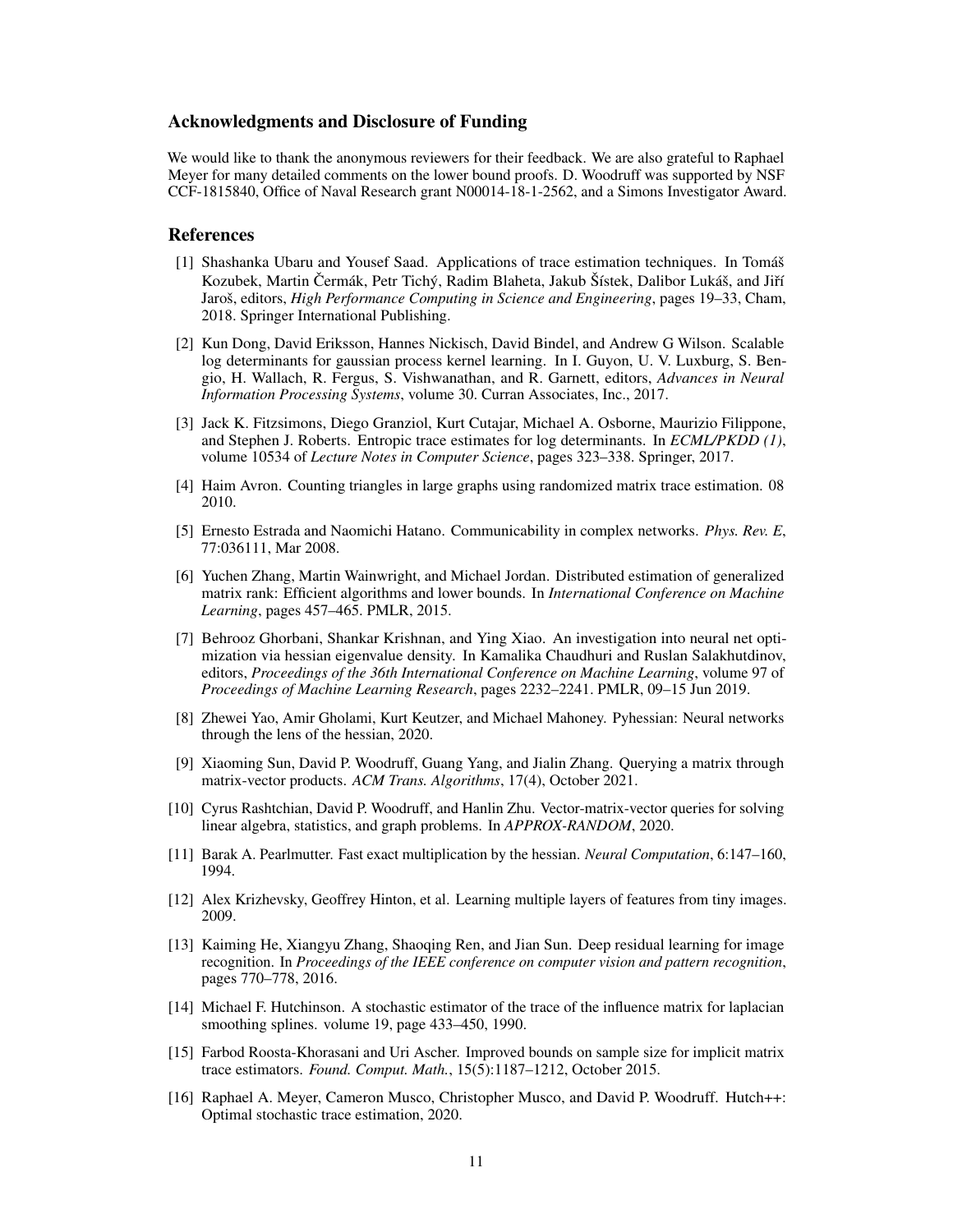## Acknowledgments and Disclosure of Funding

We would like to thank the anonymous reviewers for their feedback. We are also grateful to Raphael Meyer for many detailed comments on the lower bound proofs. D. Woodruff was supported by NSF CCF-1815840, Office of Naval Research grant N00014-18-1-2562, and a Simons Investigator Award.

## References

[1] Shashanka Ubaru and Yousef Saad. Applications of trace estimation techniques. In Tomáš Kozubek, Martin Čermák, Petr Tichý, Radim Blaheta, Jakub Šístek, Dalibor Lukáš, and Jiří Jaroš, editors, *High Performance Computing in Science and Engineering*, pages 19–33, Cham, 2018. Springer International Publishing.

[2] Kun Dong, David Eriksson, Hannes Nickisch, David Bindel, and Andrew G Wilson. Scalable log determinants for gaussian process kernel learning. In I. Guyon, U. V. Luxburg, S. Bengio, H. Wallach, R. Fergus, S. Vishwanathan, and R. Garnett, editors, *Advances in Neural Information Processing Systems*, volume 30. Curran Associates, Inc., 2017.

[3] Jack K. Fitzsimons, Diego Granziol, Kurt Cutajar, Michael A. Osborne, Maurizio Filippone, and Stephen J. Roberts. Entropic trace estimates for log determinants. In *ECML/PKDD (1)*, volume 10534 of *Lecture Notes in Computer Science*, pages 323–338. Springer, 2017.

[4] Haim Avron. Counting triangles in large graphs using randomized matrix trace estimation. 08 2010.

[5] Ernesto Estrada and Naomichi Hatano. Communicability in complex networks. *Phys. Rev. E*, 77:036111, Mar 2008.

[6] Yuchen Zhang, Martin Wainwright, and Michael Jordan. Distributed estimation of generalized matrix rank: Efficient algorithms and lower bounds. In *International Conference on Machine Learning*, pages 457–465. PMLR, 2015.

[7] Behrooz Ghorbani, Shankar Krishnan, and Ying Xiao. An investigation into neural net optimization via hessian eigenvalue density. In Kamalika Chaudhuri and Ruslan Salakhutdinov, editors, *Proceedings of the 36th International Conference on Machine Learning*, volume 97 of *Proceedings of Machine Learning Research*, pages 2232–2241. PMLR, 09–15 Jun 2019.

[8] Zhewei Yao, Amir Gholami, Kurt Keutzer, and Michael Mahoney. Pyhessian: Neural networks through the lens of the hessian, 2020.

[9] Xiaoming Sun, David P. Woodruff, Guang Yang, and Jialin Zhang. Querying a matrix through matrix-vector products. *ACM Trans. Algorithms*, 17(4), October 2021.

[10] Cyrus Rashtchian, David P. Woodruff, and Hanlin Zhu. Vector-matrix-vector queries for solving linear algebra, statistics, and graph problems. In *APPROX-RANDOM*, 2020.

[11] Barak A. Pearlmutter. Fast exact multiplication by the hessian. *Neural Computation*, 6:147–160, 1994.

[12] Alex Krizhevsky, Geoffrey Hinton, et al. Learning multiple layers of features from tiny images. 2009.

[13] Kaiming He, Xiangyu Zhang, Shaoqing Ren, and Jian Sun. Deep residual learning for image recognition. In *Proceedings of the IEEE conference on computer vision and pattern recognition*, pages 770–778, 2016.

[14] Michael F. Hutchinson. A stochastic estimator of the trace of the influence matrix for laplacian smoothing splines. volume 19, page 433–450, 1990.

[15] Farbod Roosta-Khorasani and Uri Ascher. Improved bounds on sample size for implicit matrix trace estimators. *Found. Comput. Math.*, 15(5):1187–1212, October 2015.

[16] Raphael A. Meyer, Cameron Musco, Christopher Musco, and David P. Woodruff. Hutch++: Optimal stochastic trace estimation, 2020.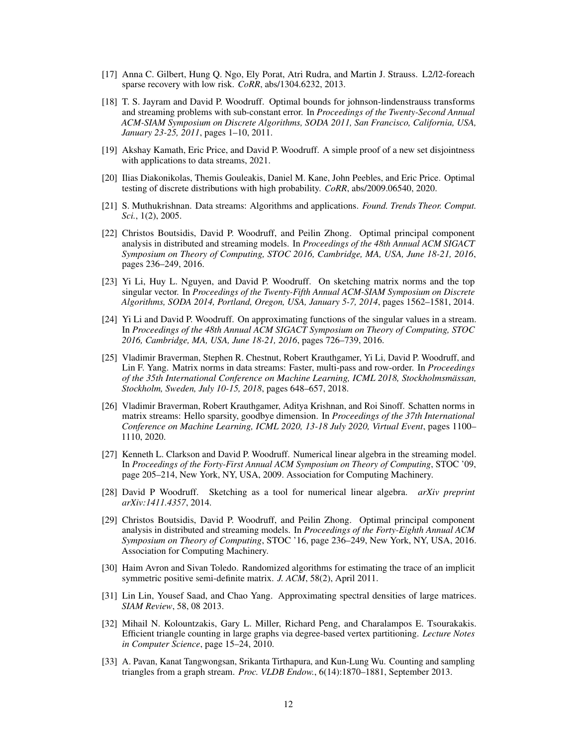[17] Anna C. Gilbert, Hung Q. Ngo, Ely Porat, Atri Rudra, and Martin J. Strauss. L2/l2-foreach sparse recovery with low risk. *CoRR*, abs/1304.6232, 2013.

[18] T. S. Jayram and David P. Woodruff. Optimal bounds for johnson-lindenstrauss transforms and streaming problems with sub-constant error. In *Proceedings of the Twenty-Second Annual ACM-SIAM Symposium on Discrete Algorithms, SODA 2011, San Francisco, California, USA, January 23-25, 2011*, pages 1–10, 2011.

[19] Akshay Kamath, Eric Price, and David P. Woodruff. A simple proof of a new set disjointness with applications to data streams, 2021.

[20] Ilias Diakonikolas, Themis Gouleakis, Daniel M. Kane, John Peebles, and Eric Price. Optimal testing of discrete distributions with high probability. *CoRR*, abs/2009.06540, 2020.

[21] S. Muthukrishnan. Data streams: Algorithms and applications. *Found. Trends Theor. Comput. Sci.*, 1(2), 2005.

[22] Christos Boutsidis, David P. Woodruff, and Peilin Zhong. Optimal principal component analysis in distributed and streaming models. In *Proceedings of the 48th Annual ACM SIGACT Symposium on Theory of Computing, STOC 2016, Cambridge, MA, USA, June 18-21, 2016*, pages 236–249, 2016.

[23] Yi Li, Huy L. Nguyen, and David P. Woodruff. On sketching matrix norms and the top singular vector. In *Proceedings of the Twenty-Fifth Annual ACM-SIAM Symposium on Discrete Algorithms, SODA 2014, Portland, Oregon, USA, January 5-7, 2014*, pages 1562–1581, 2014.

[24] Yi Li and David P. Woodruff. On approximating functions of the singular values in a stream. In *Proceedings of the 48th Annual ACM SIGACT Symposium on Theory of Computing, STOC 2016, Cambridge, MA, USA, June 18-21, 2016*, pages 726–739, 2016.

[25] Vladimir Braverman, Stephen R. Chestnut, Robert Krauthgamer, Yi Li, David P. Woodruff, and Lin F. Yang. Matrix norms in data streams: Faster, multi-pass and row-order. In *Proceedings of the 35th International Conference on Machine Learning, ICML 2018, Stockholmsmässan, Stockholm, Sweden, July 10-15, 2018*, pages 648–657, 2018.

[26] Vladimir Braverman, Robert Krauthgamer, Aditya Krishnan, and Roi Sinoff. Schatten norms in matrix streams: Hello sparsity, goodbye dimension. In *Proceedings of the 37th International Conference on Machine Learning, ICML 2020, 13-18 July 2020, Virtual Event*, pages 1100–1110, 2020.

[27] Kenneth L. Clarkson and David P. Woodruff. Numerical linear algebra in the streaming model. In *Proceedings of the Forty-First Annual ACM Symposium on Theory of Computing*, STOC '09, page 205–214, New York, NY, USA, 2009. Association for Computing Machinery.

[28] David P Woodruff. Sketching as a tool for numerical linear algebra. *arXiv preprint arXiv:1411.4357*, 2014.

[29] Christos Boutsidis, David P. Woodruff, and Peilin Zhong. Optimal principal component analysis in distributed and streaming models. In *Proceedings of the Forty-Eighth Annual ACM Symposium on Theory of Computing*, STOC '16, page 236–249, New York, NY, USA, 2016. Association for Computing Machinery.

[30] Haim Avron and Sivan Toledo. Randomized algorithms for estimating the trace of an implicit symmetric positive semi-definite matrix. *J. ACM*, 58(2), April 2011.

[31] Lin Lin, Yousef Saad, and Chao Yang. Approximating spectral densities of large matrices. *SIAM Review*, 58, 08 2013.

[32] Mihail N. Kolountzakis, Gary L. Miller, Richard Peng, and Charalampos E. Tsourakakis. Efficient triangle counting in large graphs via degree-based vertex partitioning. *Lecture Notes in Computer Science*, page 15–24, 2010.

[33] A. Pavan, Kanat Tangwongsan, Srikanta Tirthapura, and Kun-Lung Wu. Counting and sampling triangles from a graph stream. *Proc. VLDB Endow.*, 6(14):1870–1881, September 2013.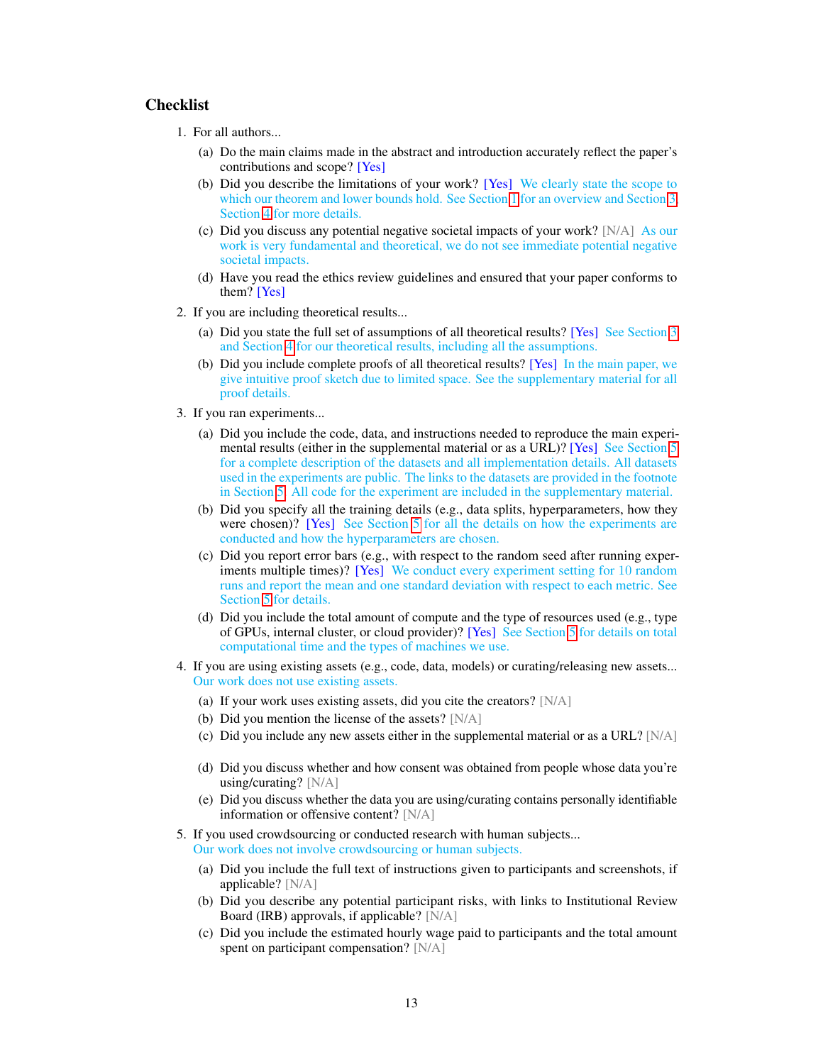## Checklist

1. For all authors...
   (a) Do the main claims made in the abstract and introduction accurately reflect the paper's contributions and scope? [Yes]
   (b) Did you describe the limitations of your work? [Yes] We clearly state the scope to which our theorem and lower bounds hold. See Section 1 for an overview and Section 3, Section 4 for more details.
   (c) Did you discuss any potential negative societal impacts of your work? [N/A] As our work is very fundamental and theoretical, we do not see immediate potential negative societal impacts.
   (d) Have you read the ethics review guidelines and ensured that your paper conforms to them? [Yes]
2. If you are including theoretical results...
   (a) Did you state the full set of assumptions of all theoretical results? [Yes] See Section 3 and Section 4 for our theoretical results, including all the assumptions.
   (b) Did you include complete proofs of all theoretical results? [Yes] In the main paper, we give intuitive proof sketch due to limited space. See the supplementary material for all proof details.
3. If you ran experiments...
   (a) Did you include the code, data, and instructions needed to reproduce the main experimental results (either in the supplemental material or as a URL)? [Yes] See Section 5 for a complete description of the datasets and all implementation details. All datasets used in the experiments are public. The links to the datasets are provided in the footnote in Section 5. All code for the experiment are included in the supplementary material.
   (b) Did you specify all the training details (e.g., data splits, hyperparameters, how they were chosen)? [Yes] See Section 5 for all the details on how the experiments are conducted and how the hyperparameters are chosen.
   (c) Did you report error bars (e.g., with respect to the random seed after running experiments multiple times)? [Yes] We conduct every experiment setting for 10 random runs and report the mean and one standard deviation with respect to each metric. See Section 5 for details.
   (d) Did you include the total amount of compute and the type of resources used (e.g., type of GPUs, internal cluster, or cloud provider)? [Yes] See Section 5 for details on total computational time and the types of machines we use.
4. If you are using existing assets (e.g., code, data, models) or curating/releasing new assets...
   Our work does not use existing assets.
   (a) If your work uses existing assets, did you cite the creators? [N/A]
   (b) Did you mention the license of the assets? [N/A]
   (c) Did you include any new assets either in the supplemental material or as a URL? [N/A]
   (d) Did you discuss whether and how consent was obtained from people whose data you're using/curating? [N/A]
   (e) Did you discuss whether the data you are using/curating contains personally identifiable information or offensive content? [N/A]
5. If you used crowdsourcing or conducted research with human subjects...
   Our work does not involve crowdsourcing or human subjects.
   (a) Did you include the full text of instructions given to participants and screenshots, if applicable? [N/A]
   (b) Did you describe any potential participant risks, with links to Institutional Review Board (IRB) approvals, if applicable? [N/A]
   (c) Did you include the estimated hourly wage paid to participants and the total amount spent on participant compensation? [N/A]